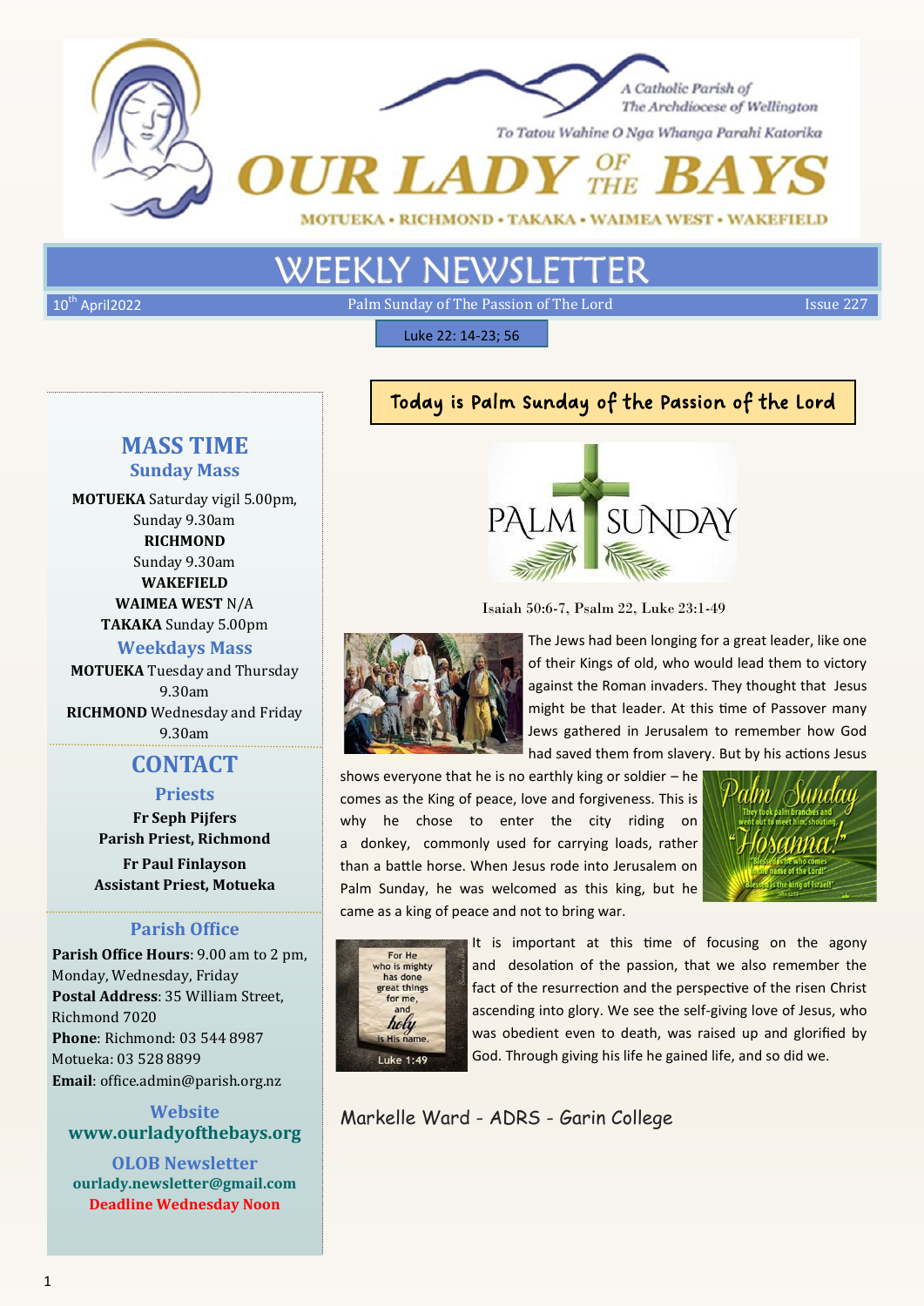A Catholic Parish of The Archdiocese of Wellington

To Tatou Wahine O Nga Whanga Parahi Katorika

# OUR LADY OF THE BAYS

MOTUEKA • RICHMOND • TAKAKA • WAIMEA WEST • WAKEFIELD

# WEEKLY NEWSLETTER

10th April2022 | Palm Sunday of The Passion of The Lord | Issue 227

Luke 22: 14-23; 56

## Today is Palm Sunday of the Passion of the Lord

Isaiah 50:6-7, Psalm 22, Luke 23:1-49

The Jews had been longing for a great leader, like one of their Kings of old, who would lead them to victory against the Roman invaders. They thought that Jesus might be that leader. At this time of Passover many Jews gathered in Jerusalem to remember how God had saved them from slavery. But by his actions Jesus shows everyone that he is no earthly king or soldier – he comes as the King of peace, love and forgiveness. This is why he chose to enter the city riding on a donkey, commonly used for carrying loads, rather than a battle horse. When Jesus rode into Jerusalem on Palm Sunday, he was welcomed as this king, but he came as a king of peace and not to bring war.

It is important at this time of focusing on the agony and desolation of the passion, that we also remember the fact of the resurrection and the perspective of the risen Christ ascending into glory. We see the self-giving love of Jesus, who was obedient even to death, was raised up and glorified by God. Through giving his life he gained life, and so did we.

Markelle Ward - ADRS - Garin College

## MASS TIME

### Sunday Mass

**MOTUEKA** Saturday vigil 5.00pm, Sunday 9.30am
**RICHMOND** Sunday 9.30am
**WAKEFIELD**
**WAIMEA WEST** N/A
**TAKAKA** Sunday 5.00pm

### Weekdays Mass

**MOTUEKA** Tuesday and Thursday 9.30am
**RICHMOND** Wednesday and Friday 9.30am

## CONTACT

### Priests

**Fr Seph Pijfers**
**Parish Priest, Richmond**

**Fr Paul Finlayson**
**Assistant Priest, Motueka**

### Parish Office

**Parish Office Hours**: 9.00 am to 2 pm, Monday, Wednesday, Friday
**Postal Address**: 35 William Street, Richmond 7020
**Phone**: Richmond: 03 544 8987
Motueka: 03 528 8899
**Email**: office.admin@parish.org.nz

### Website

**www.ourladyofthebays.org**

### OLOB Newsletter

**ourlady.newsletter@gmail.com**
**Deadline Wednesday Noon**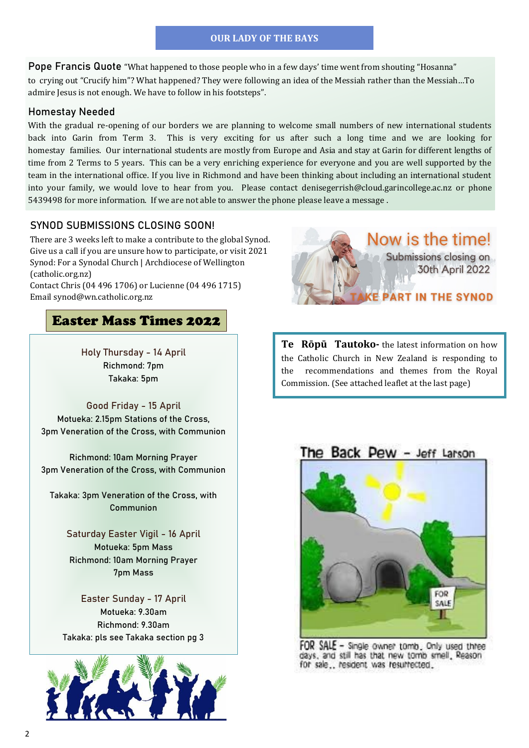# OUR LADY OF THE BAYS

**Pope Francis Quote** "What happened to those people who in a few days' time went from shouting "Hosanna" to crying out "Crucify him"? What happened? They were following an idea of the Messiah rather than the Messiah…To admire Jesus is not enough. We have to follow in his footsteps".

## Homestay Needed

With the gradual re-opening of our borders we are planning to welcome small numbers of new international students back into Garin from Term 3. This is very exciting for us after such a long time and we are looking for homestay families. Our international students are mostly from Europe and Asia and stay at Garin for different lengths of time from 2 Terms to 5 years. This can be a very enriching experience for everyone and you are well supported by the team in the international office. If you live in Richmond and have been thinking about including an international student into your family, we would love to hear from you. Please contact denisegerrish@cloud.garincollege.ac.nz or phone 5439498 for more information. If we are not able to answer the phone please leave a message .

## SYNOD SUBMISSIONS CLOSING SOON!

There are 3 weeks left to make a contribute to the global Synod. Give us a call if you are unsure how to participate, or visit 2021 Synod: For a Synodal Church | Archdiocese of Wellington (catholic.org.nz)
Contact Chris (04 496 1706) or Lucienne (04 496 1715)
Email synod@wn.catholic.org.nz

Now is the time!
Submissions closing on 30th April 2022
TAKE PART IN THE SYNOD

## Easter Mass Times 2022

**Holy Thursday - 14 April**
Richmond: 7pm
Takaka: 5pm

**Good Friday - 15 April**
Motueka: 2.15pm Stations of the Cross,
3pm Veneration of the Cross, with Communion

Richmond: 10am Morning Prayer
3pm Veneration of the Cross, with Communion

Takaka: 3pm Veneration of the Cross, with Communion

**Saturday Easter Vigil - 16 April**
Motueka: 5pm Mass
Richmond: 10am Morning Prayer
7pm Mass

**Easter Sunday - 17 April**
Motueka: 9.30am
Richmond: 9.30am
Takaka: pls see Takaka section pg 3

**Te Rōpū Tautoko-** the latest information on how the Catholic Church in New Zealand is responding to the recommendations and themes from the Royal Commission. (See attached leaflet at the last page)

The Back Pew - Jeff Larson

FOR SALE - Single owner tomb. Only used three days, and still has that new tomb smell. Reason for sale.. resident was resurrected.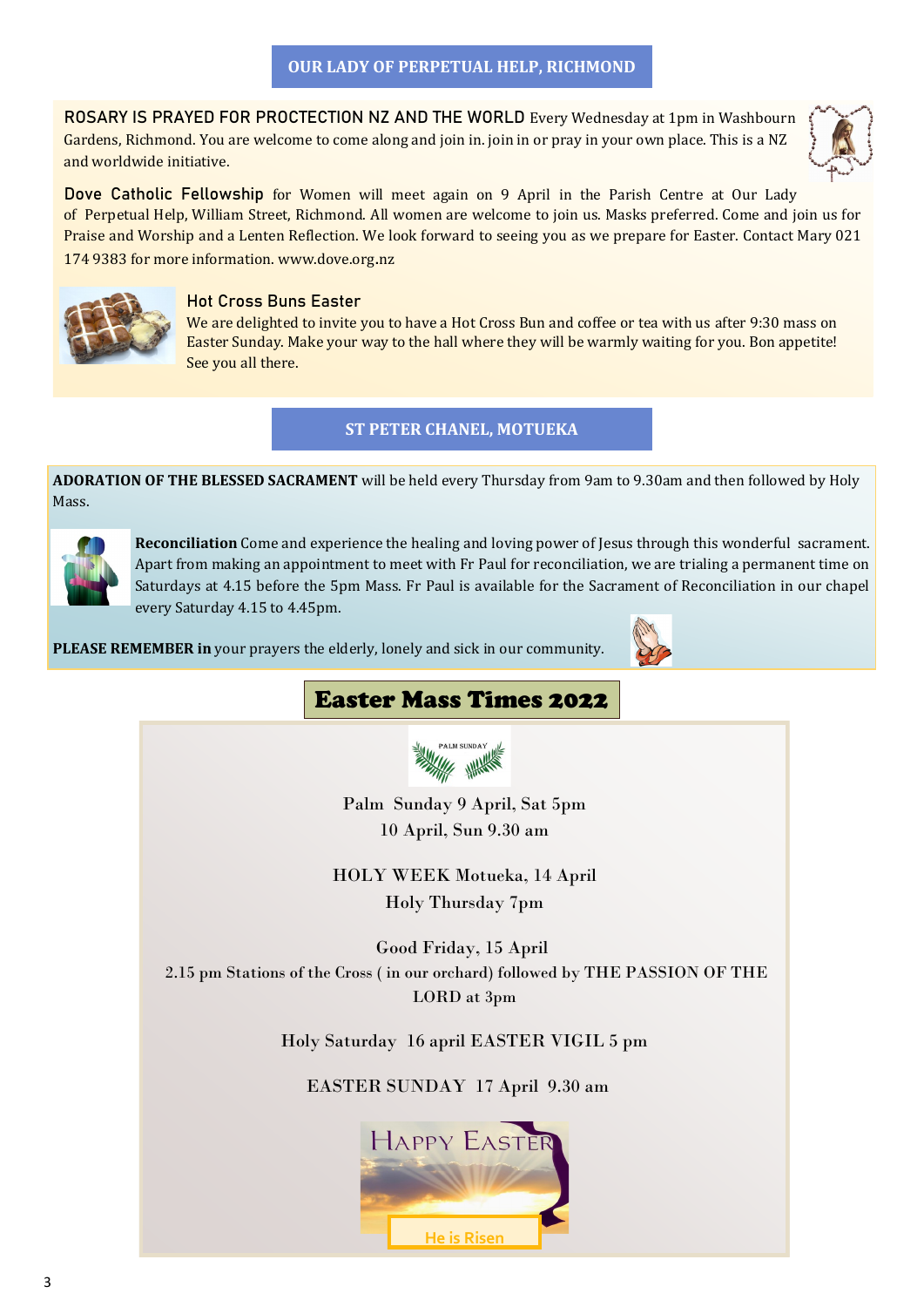## OUR LADY OF PERPETUAL HELP, RICHMOND

**ROSARY IS PRAYED FOR PROCTECTION NZ AND THE WORLD** Every Wednesday at 1pm in Washbourn Gardens, Richmond. You are welcome to come along and join in. join in or pray in your own place. This is a NZ and worldwide initiative.

**Dove Catholic Fellowship** for Women will meet again on 9 April in the Parish Centre at Our Lady of Perpetual Help, William Street, Richmond. All women are welcome to join us. Masks preferred. Come and join us for Praise and Worship and a Lenten Reflection. We look forward to seeing you as we prepare for Easter. Contact Mary 021 174 9383 for more information. www.dove.org.nz

### Hot Cross Buns Easter

We are delighted to invite you to have a Hot Cross Bun and coffee or tea with us after 9:30 mass on Easter Sunday. Make your way to the hall where they will be warmly waiting for you. Bon appetite! See you all there.

## ST PETER CHANEL, MOTUEKA

**ADORATION OF THE BLESSED SACRAMENT** will be held every Thursday from 9am to 9.30am and then followed by Holy Mass.

**Reconciliation** Come and experience the healing and loving power of Jesus through this wonderful sacrament. Apart from making an appointment to meet with Fr Paul for reconciliation, we are trialing a permanent time on Saturdays at 4.15 before the 5pm Mass. Fr Paul is available for the Sacrament of Reconciliation in our chapel every Saturday 4.15 to 4.45pm.

**PLEASE REMEMBER in** your prayers the elderly, lonely and sick in our community.

## Easter Mass Times 2022

PALM SUNDAY

Palm Sunday 9 April, Sat 5pm
10 April, Sun 9.30 am

HOLY WEEK Motueka, 14 April
Holy Thursday 7pm

Good Friday, 15 April
2.15 pm Stations of the Cross ( in our orchard) followed by THE PASSION OF THE LORD at 3pm

Holy Saturday 16 april EASTER VIGIL 5 pm

EASTER SUNDAY 17 April 9.30 am

HAPPY EASTER

He is Risen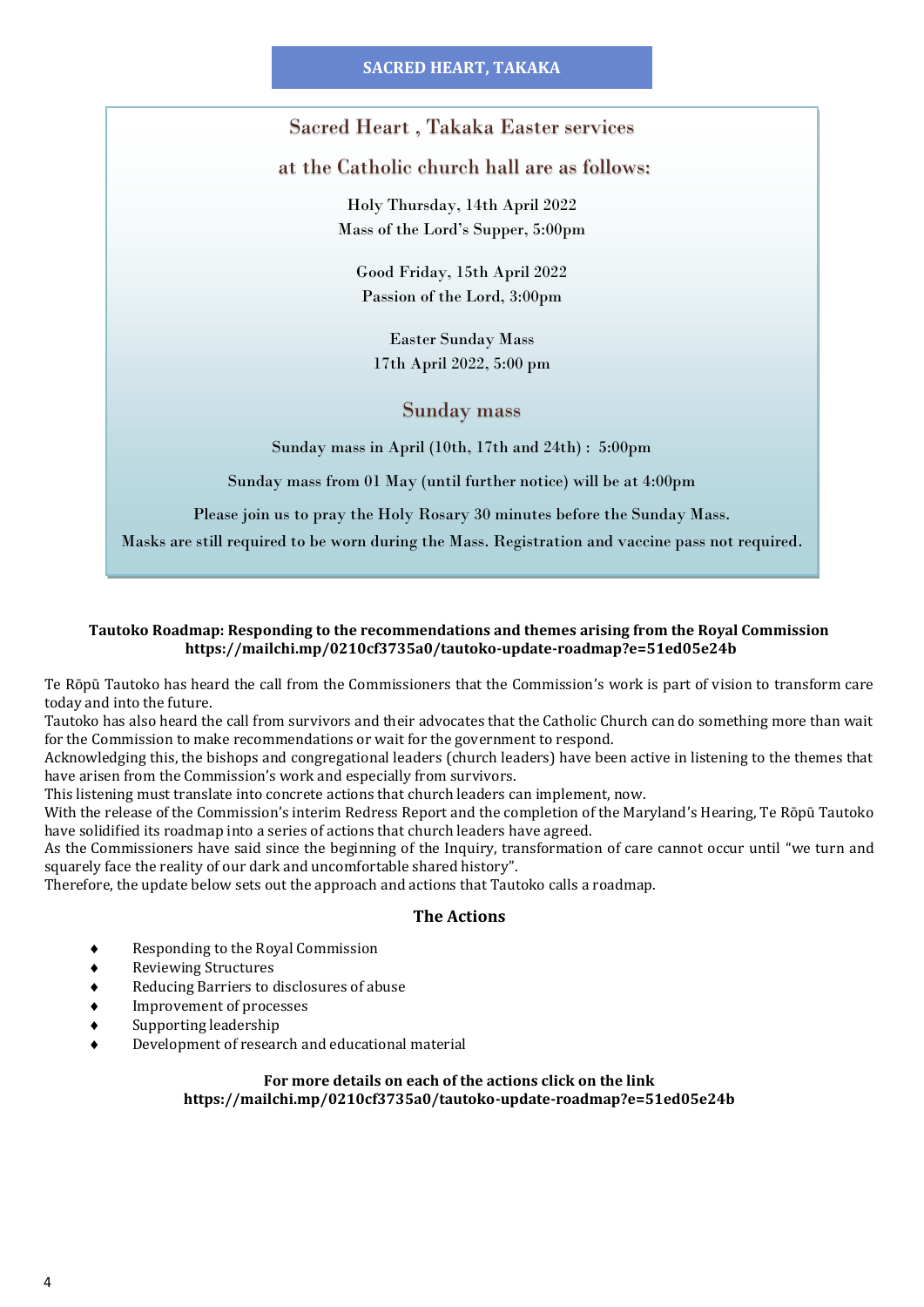## SACRED HEART, TAKAKA

### Sacred Heart , Takaka Easter services

### at the Catholic church hall are as follows:

Holy Thursday, 14th April 2022
Mass of the Lord's Supper, 5:00pm

Good Friday, 15th April 2022
Passion of the Lord, 3:00pm

Easter Sunday Mass
17th April 2022, 5:00 pm

### Sunday mass

Sunday mass in April (10th, 17th and 24th) : 5:00pm

Sunday mass from 01 May (until further notice) will be at 4:00pm

Please join us to pray the Holy Rosary 30 minutes before the Sunday Mass.

Masks are still required to be worn during the Mass. Registration and vaccine pass not required.

**Tautoko Roadmap: Responding to the recommendations and themes arising from the Royal Commission**
**https://mailchi.mp/0210cf3735a0/tautoko-update-roadmap?e=51ed05e24b**

Te Rōpū Tautoko has heard the call from the Commissioners that the Commission's work is part of vision to transform care today and into the future.
Tautoko has also heard the call from survivors and their advocates that the Catholic Church can do something more than wait for the Commission to make recommendations or wait for the government to respond.
Acknowledging this, the bishops and congregational leaders (church leaders) have been active in listening to the themes that have arisen from the Commission's work and especially from survivors.
This listening must translate into concrete actions that church leaders can implement, now.
With the release of the Commission's interim Redress Report and the completion of the Maryland's Hearing, Te Rōpū Tautoko have solidified its roadmap into a series of actions that church leaders have agreed.
As the Commissioners have said since the beginning of the Inquiry, transformation of care cannot occur until "we turn and squarely face the reality of our dark and uncomfortable shared history".
Therefore, the update below sets out the approach and actions that Tautoko calls a roadmap.

### The Actions

- Responding to the Royal Commission
- Reviewing Structures
- Reducing Barriers to disclosures of abuse
- Improvement of processes
- Supporting leadership
- Development of research and educational material

**For more details on each of the actions click on the link**
**https://mailchi.mp/0210cf3735a0/tautoko-update-roadmap?e=51ed05e24b**